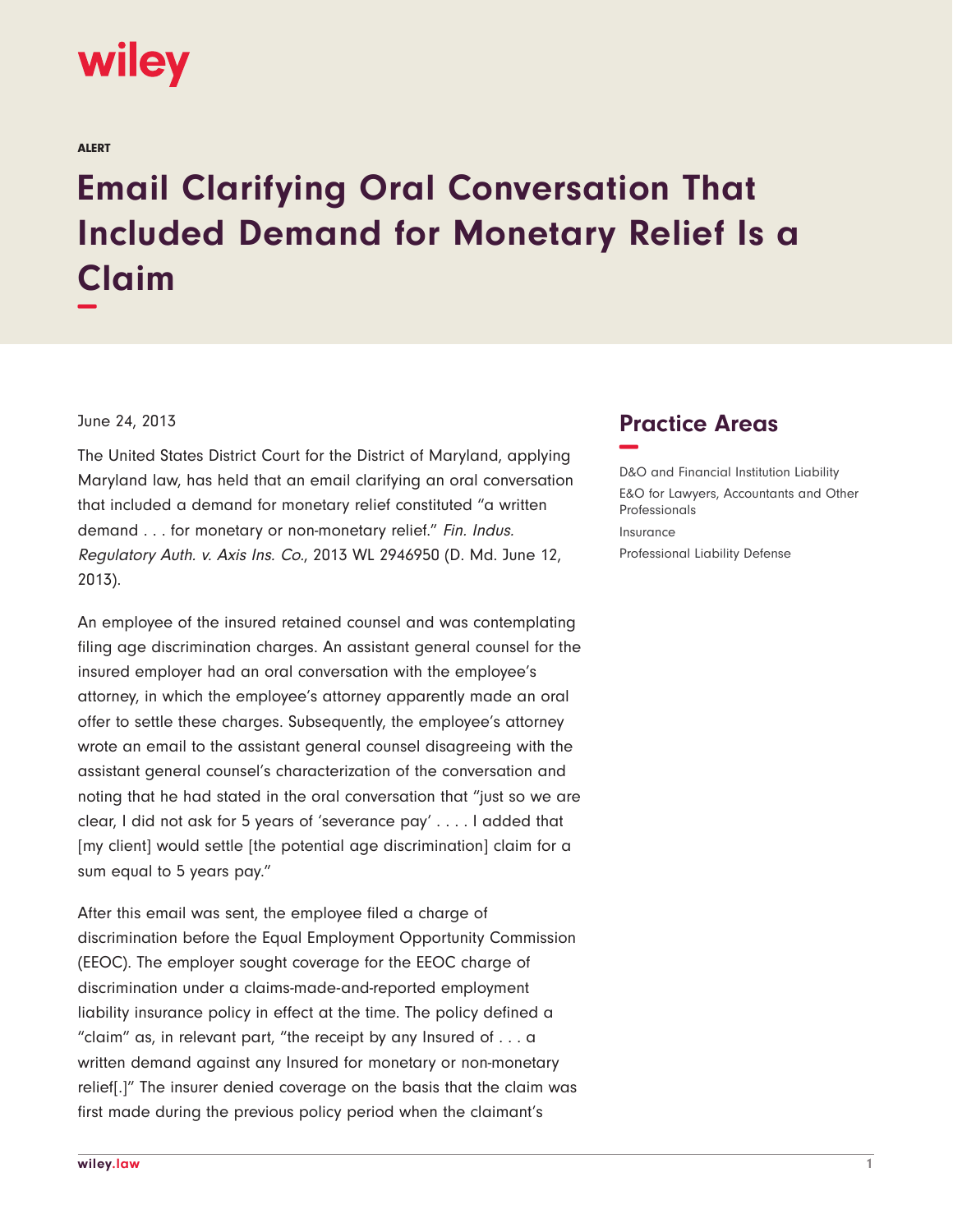ALERT

# Email Clarifying Oral Conversation That Included Demand for Monetary Relief Is a Claim

June 24, 2013

The United States District Court for the District of Maryland, applying Maryland law, has held that an email clarifying an oral conversation that included a demand for monetary relief constituted "a written demand . . . for monetary or non-monetary relief." *Fin. Indus. Regulatory Auth. v. Axis Ins. Co.*, 2013 WL 2946950 (D. Md. June 12, 2013).

An employee of the insured retained counsel and was contemplating filing age discrimination charges. An assistant general counsel for the insured employer had an oral conversation with the employee's attorney, in which the employee's attorney apparently made an oral offer to settle these charges. Subsequently, the employee's attorney wrote an email to the assistant general counsel disagreeing with the assistant general counsel's characterization of the conversation and noting that he had stated in the oral conversation that "just so we are clear, I did not ask for 5 years of 'severance pay' . . . . I added that [my client] would settle [the potential age discrimination] claim for a sum equal to 5 years pay."

After this email was sent, the employee filed a charge of discrimination before the Equal Employment Opportunity Commission (EEOC). The employer sought coverage for the EEOC charge of discrimination under a claims-made-and-reported employment liability insurance policy in effect at the time. The policy defined a "claim" as, in relevant part, "the receipt by any Insured of . . . a written demand against any Insured for monetary or non-monetary relief[.]" The insurer denied coverage on the basis that the claim was first made during the previous policy period when the claimant's

## Practice Areas

D&O and Financial Institution Liability

E&O for Lawyers, Accountants and Other Professionals

Insurance

Professional Liability Defense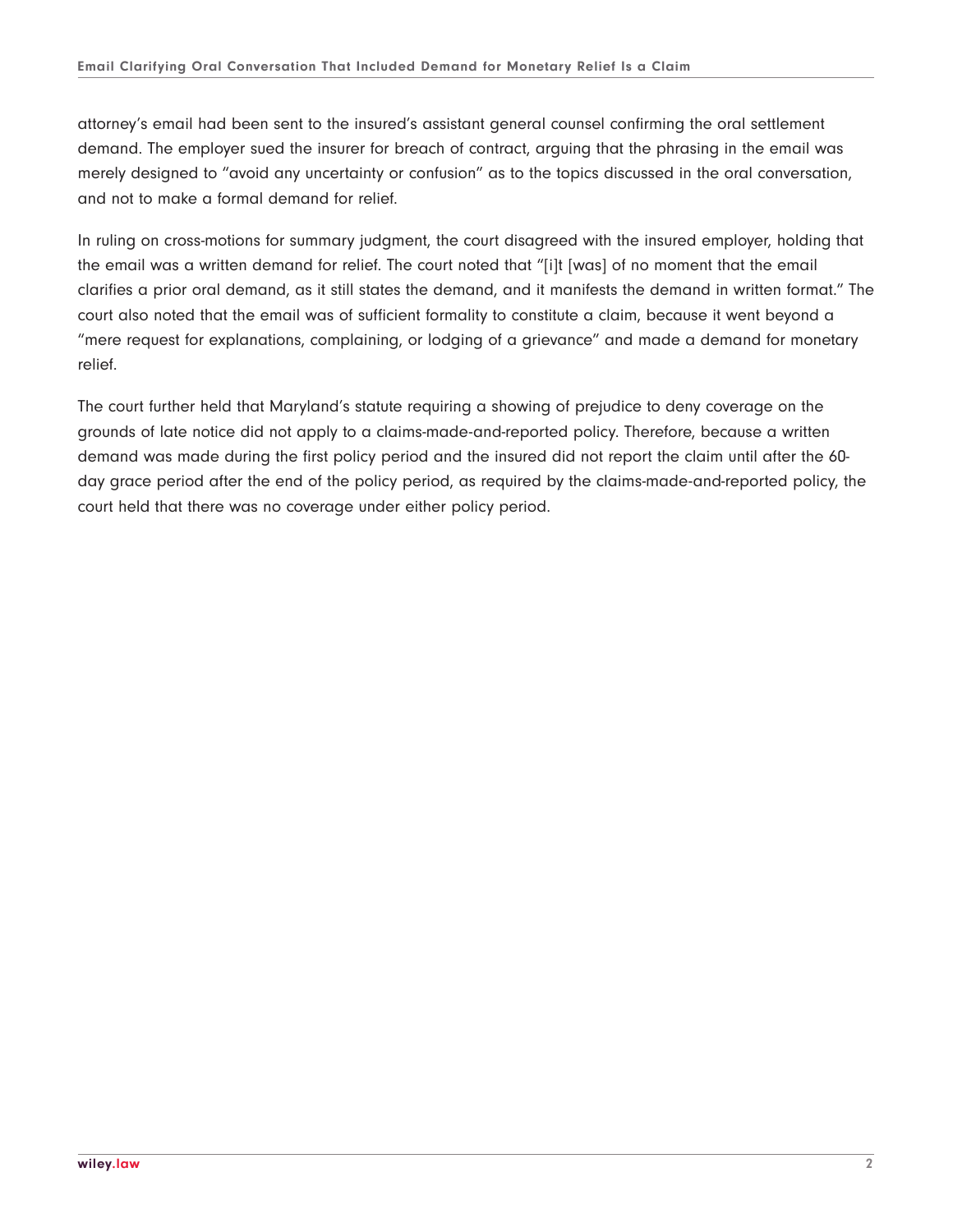attorney's email had been sent to the insured's assistant general counsel confirming the oral settlement demand. The employer sued the insurer for breach of contract, arguing that the phrasing in the email was merely designed to "avoid any uncertainty or confusion" as to the topics discussed in the oral conversation, and not to make a formal demand for relief.

In ruling on cross-motions for summary judgment, the court disagreed with the insured employer, holding that the email was a written demand for relief. The court noted that "[i]t [was] of no moment that the email clarifies a prior oral demand, as it still states the demand, and it manifests the demand in written format." The court also noted that the email was of sufficient formality to constitute a claim, because it went beyond a "mere request for explanations, complaining, or lodging of a grievance" and made a demand for monetary relief.

The court further held that Maryland's statute requiring a showing of prejudice to deny coverage on the grounds of late notice did not apply to a claims-made-and-reported policy. Therefore, because a written demand was made during the first policy period and the insured did not report the claim until after the 60-day grace period after the end of the policy period, as required by the claims-made-and-reported policy, the court held that there was no coverage under either policy period.